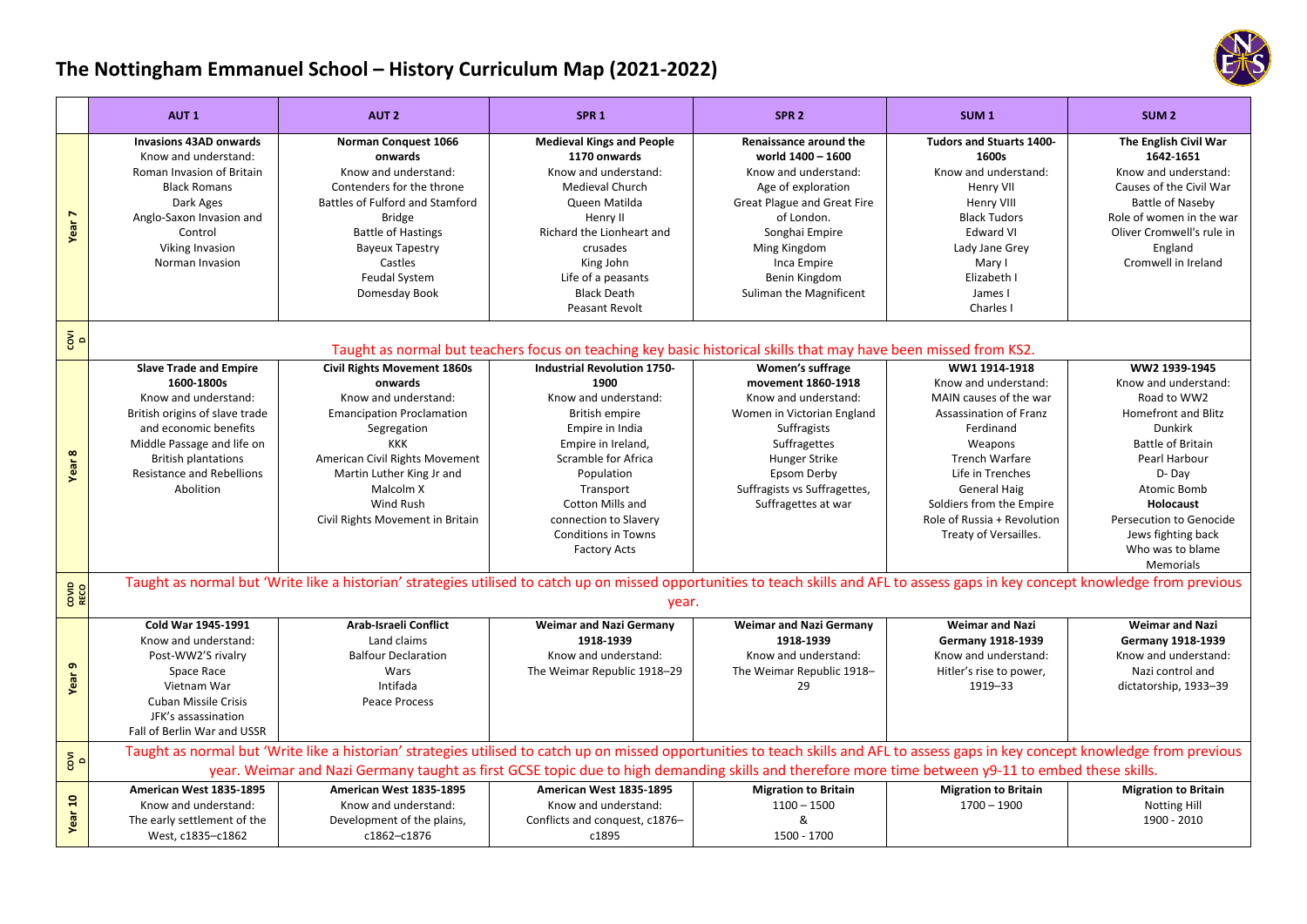# The Nottingham Emmanuel School – History Curriculum Map (2021-2022)

| | AUT 1 | AUT 2 | SPR 1 | SPR 2 | SUM 1 | SUM 2 |
|---|---|---|---|---|---|---|
| **Year 7** | **Invasions 43AD onwards**<br>Know and understand:<br>Roman Invasion of Britain<br>Black Romans<br>Dark Ages<br>Anglo-Saxon Invasion and Control<br>Viking Invasion<br>Norman Invasion | **Norman Conquest 1066 onwards**<br>Know and understand:<br>Contenders for the throne<br>Battles of Fulford and Stamford Bridge<br>Battle of Hastings<br>Bayeux Tapestry<br>Castles<br>Feudal System<br>Domesday Book | **Medieval Kings and People 1170 onwards**<br>Know and understand:<br>Medieval Church<br>Queen Matilda<br>Henry II<br>Richard the Lionheart and crusades<br>King John<br>Life of a peasants<br>Black Death<br>Peasant Revolt | **Renaissance around the world 1400 – 1600**<br>Know and understand:<br>Age of exploration<br>Great Plague and Great Fire of London.<br>Songhai Empire<br>Ming Kingdom<br>Inca Empire<br>Benin Kingdom<br>Suliman the Magnificent | **Tudors and Stuarts 1400-1600s**<br>Know and understand:<br>Henry VII<br>Henry VIII<br>Black Tudors<br>Edward VI<br>Lady Jane Grey<br>Mary I<br>Elizabeth I<br>James I<br>Charles I | **The English Civil War 1642-1651**<br>Know and understand:<br>Causes of the Civil War<br>Battle of Naseby<br>Role of women in the war<br>Oliver Cromwell's rule in England<br>Cromwell in Ireland |
| **COVID** | Taught as normal but teachers focus on teaching key basic historical skills that may have been missed from KS2. | | | | | |
| **Year 8** | **Slave Trade and Empire 1600-1800s**<br>Know and understand:<br>British origins of slave trade and economic benefits<br>Middle Passage and life on British plantations<br>Resistance and Rebellions<br>Abolition | **Civil Rights Movement 1860s onwards**<br>Know and understand:<br>Emancipation Proclamation<br>Segregation<br>KKK<br>American Civil Rights Movement<br>Martin Luther King Jr and Malcolm X<br>Wind Rush<br>Civil Rights Movement in Britain | **Industrial Revolution 1750-1900**<br>Know and understand:<br>British empire<br>Empire in India<br>Empire in Ireland,<br>Scramble for Africa<br>Population<br>Transport<br>Cotton Mills and connection to Slavery<br>Conditions in Towns<br>Factory Acts | **Women's suffrage movement 1860-1918**<br>Know and understand:<br>Women in Victorian England<br>Suffragists<br>Suffragettes<br>Hunger Strike<br>Epsom Derby<br>Suffragists vs Suffragettes,<br>Suffragettes at war | **WW1 1914-1918**<br>Know and understand:<br>MAIN causes of the war<br>Assassination of Franz Ferdinand<br>Weapons<br>Trench Warfare<br>Life in Trenches<br>General Haig<br>Soldiers from the Empire<br>Role of Russia + Revolution<br>Treaty of Versailles. | **WW2 1939-1945**<br>Know and understand:<br>Road to WW2<br>Homefront and Blitz<br>Dunkirk<br>Battle of Britain<br>Pearl Harbour<br>D- Day<br>Atomic Bomb<br>**Holocaust**<br>Persecution to Genocide<br>Jews fighting back<br>Who was to blame<br>Memorials |
| **COVID RECO** | Taught as normal but 'Write like a historian' strategies utilised to catch up on missed opportunities to teach skills and AFL to assess gaps in key concept knowledge from previous year. | | | | | |
| **Year 9** | **Cold War 1945-1991**<br>Know and understand:<br>Post-WW2'S rivalry<br>Space Race<br>Vietnam War<br>Cuban Missile Crisis<br>JFK's assassination<br>Fall of Berlin War and USSR | **Arab-Israeli Conflict**<br>Land claims<br>Balfour Declaration<br>Wars<br>Intifada<br>Peace Process | **Weimar and Nazi Germany 1918-1939**<br>Know and understand:<br>The Weimar Republic 1918–29 | **Weimar and Nazi Germany 1918-1939**<br>Know and understand:<br>The Weimar Republic 1918–29 | **Weimar and Nazi Germany 1918-1939**<br>Know and understand:<br>Hitler's rise to power, 1919–33 | **Weimar and Nazi Germany 1918-1939**<br>Know and understand:<br>Nazi control and dictatorship, 1933–39 |
| **COVID** | Taught as normal but 'Write like a historian' strategies utilised to catch up on missed opportunities to teach skills and AFL to assess gaps in key concept knowledge from previous year. Weimar and Nazi Germany taught as first GCSE topic due to high demanding skills and therefore more time between y9-11 to embed these skills. | | | | | |
| **Year 10** | **American West 1835-1895**<br>Know and understand:<br>The early settlement of the West, c1835–c1862 | **American West 1835-1895**<br>Know and understand:<br>Development of the plains, c1862–c1876 | **American West 1835-1895**<br>Know and understand:<br>Conflicts and conquest, c1876–c1895 | **Migration to Britain**<br>1100 – 1500<br>&<br>1500 - 1700 | **Migration to Britain**<br>1700 – 1900 | **Migration to Britain**<br>Notting Hill<br>1900 - 2010 |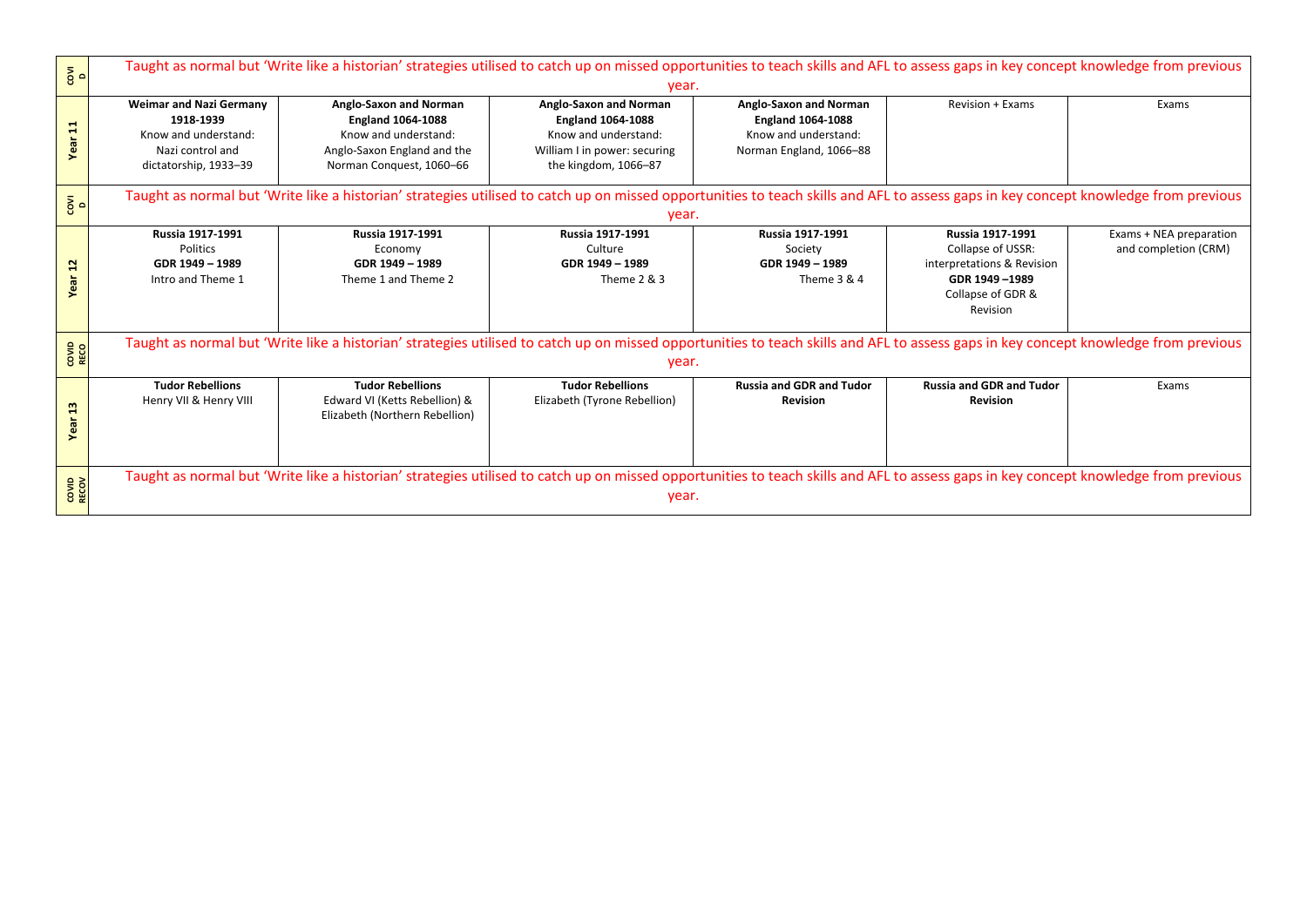| | | | | | | |
|---|---|---|---|---|---|---|
| COVID | Taught as normal but 'Write like a historian' strategies utilised to catch up on missed opportunities to teach skills and AFL to assess gaps in key concept knowledge from previous year. | | | | | |
| Year 11 | **Weimar and Nazi Germany 1918-1939**<br>Know and understand:<br>Nazi control and dictatorship, 1933–39 | **Anglo-Saxon and Norman England 1064-1088**<br>Know and understand:<br>Anglo-Saxon England and the Norman Conquest, 1060–66 | **Anglo-Saxon and Norman England 1064-1088**<br>Know and understand:<br>William I in power: securing the kingdom, 1066–87 | **Anglo-Saxon and Norman England 1064-1088**<br>Know and understand:<br>Norman England, 1066–88 | Revision + Exams | Exams |
| COVID | Taught as normal but 'Write like a historian' strategies utilised to catch up on missed opportunities to teach skills and AFL to assess gaps in key concept knowledge from previous year. | | | | | |
| Year 12 | **Russia 1917-1991**<br>Politics<br>**GDR 1949 – 1989**<br>Intro and Theme 1 | **Russia 1917-1991**<br>Economy<br>**GDR 1949 – 1989**<br>Theme 1 and Theme 2 | **Russia 1917-1991**<br>Culture<br>**GDR 1949 – 1989**<br>Theme 2 & 3 | **Russia 1917-1991**<br>Society<br>**GDR 1949 – 1989**<br>Theme 3 & 4 | **Russia 1917-1991**<br>Collapse of USSR: interpretations & Revision<br>**GDR 1949 –1989**<br>Collapse of GDR & Revision | Exams + NEA preparation and completion (CRM) |
| COVID RECO | Taught as normal but 'Write like a historian' strategies utilised to catch up on missed opportunities to teach skills and AFL to assess gaps in key concept knowledge from previous year. | | | | | |
| Year 13 | **Tudor Rebellions**<br>Henry VII & Henry VIII | **Tudor Rebellions**<br>Edward VI (Ketts Rebellion) & Elizabeth (Northern Rebellion) | **Tudor Rebellions**<br>Elizabeth (Tyrone Rebellion) | **Russia and GDR and Tudor Revision** | **Russia and GDR and Tudor Revision** | Exams |
| COVID RECOV | Taught as normal but 'Write like a historian' strategies utilised to catch up on missed opportunities to teach skills and AFL to assess gaps in key concept knowledge from previous year. | | | | | |